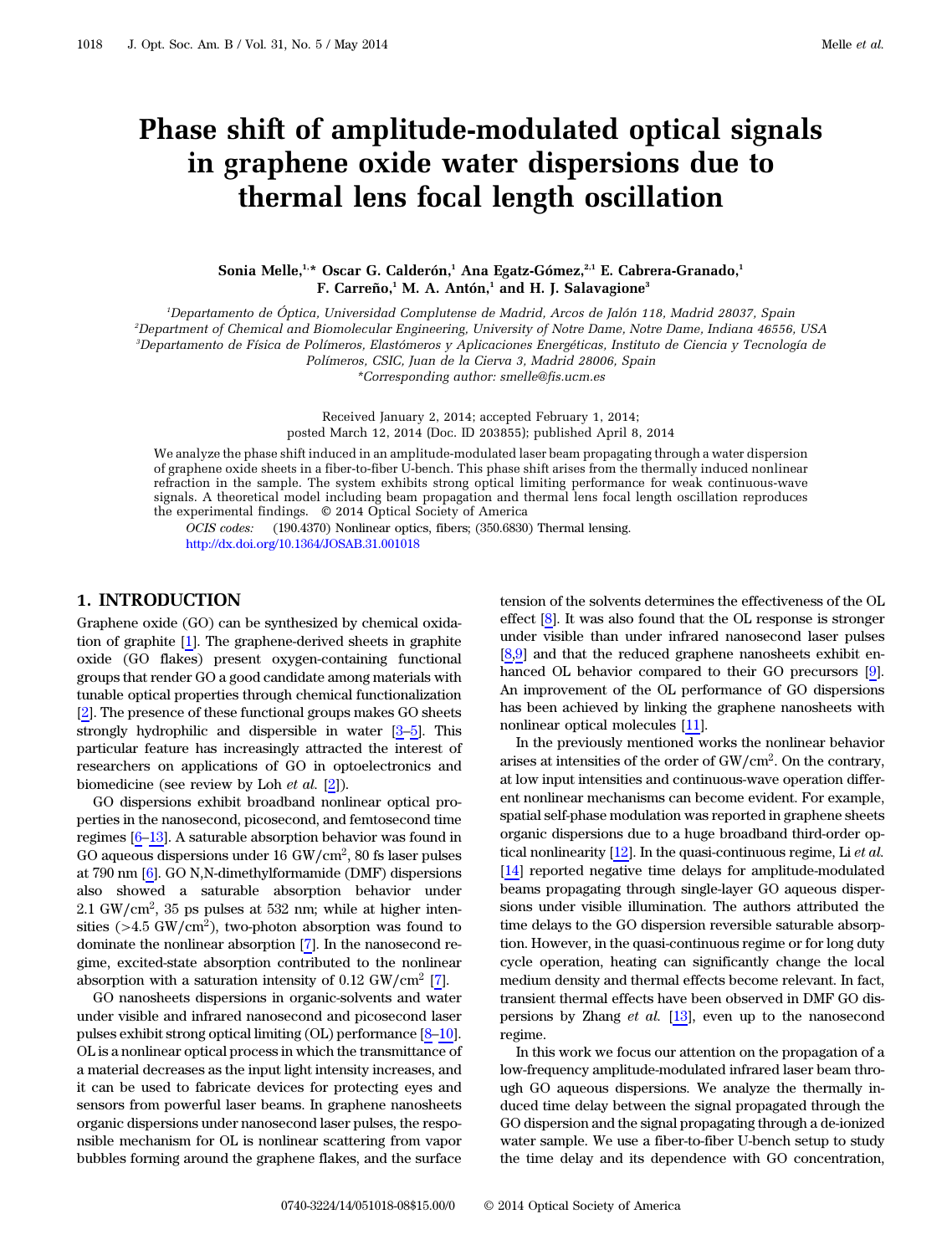# Phase shift of amplitude-modulated optical signals in graphene oxide water dispersions due to thermal lens focal length oscillation

**Sonia Melle,[1,*] Oscar G. Calderón,[1] Ana Egatz-Gómez,[2,1] E. Cabrera-Granado,[1] F. Carreño,[1] M. A. Antón,[1] and H. J. Salavagione[3]**

[1]Departamento de Óptica, Universidad Complutense de Madrid, Arcos de Jalón 118, Madrid 28037, Spain
[2]Department of Chemical and Biomolecular Engineering, University of Notre Dame, Notre Dame, Indiana 46556, USA
[3]Departamento de Física de Polímeros, Elastómeros y Aplicaciones Energéticas, Instituto de Ciencia y Tecnología de Polímeros, CSIC, Juan de la Cierva 3, Madrid 28006, Spain
*Corresponding author: smelle@fis.ucm.es

Received January 2, 2014; accepted February 1, 2014;
posted March 12, 2014 (Doc. ID 203855); published April 8, 2014

We analyze the phase shift induced in an amplitude-modulated laser beam propagating through a water dispersion of graphene oxide sheets in a fiber-to-fiber U-bench. This phase shift arises from the thermally induced nonlinear refraction in the sample. The system exhibits strong optical limiting performance for weak continuous-wave signals. A theoretical model including beam propagation and thermal lens focal length oscillation reproduces the experimental findings. © 2014 Optical Society of America

*OCIS codes:* (190.4370) Nonlinear optics, fibers; (350.6830) Thermal lensing.
http://dx.doi.org/10.1364/JOSAB.31.001018

## 1. INTRODUCTION

Graphene oxide (GO) can be synthesized by chemical oxidation of graphite [1]. The graphene-derived sheets in graphite oxide (GO flakes) present oxygen-containing functional groups that render GO a good candidate among materials with tunable optical properties through chemical functionalization [2]. The presence of these functional groups makes GO sheets strongly hydrophilic and dispersible in water [3–5]. This particular feature has increasingly attracted the interest of researchers on applications of GO in optoelectronics and biomedicine (see review by Loh *et al.* [2]).

GO dispersions exhibit broadband nonlinear optical properties in the nanosecond, picosecond, and femtosecond time regimes [6–13]. A saturable absorption behavior was found in GO aqueous dispersions under 16 $GW/cm^2$, 80 fs laser pulses at 790 nm [6]. GO N,N-dimethylformamide (DMF) dispersions also showed a saturable absorption behavior under 2.1 $GW/cm^2$, 35 ps pulses at 532 nm; while at higher intensities (>4.5 $GW/cm^2$), two-photon absorption was found to dominate the nonlinear absorption [7]. In the nanosecond regime, excited-state absorption contributed to the nonlinear absorption with a saturation intensity of 0.12 $GW/cm^2$ [7].

GO nanosheets dispersions in organic-solvents and water under visible and infrared nanosecond and picosecond laser pulses exhibit strong optical limiting (OL) performance [8–10]. OL is a nonlinear optical process in which the transmittance of a material decreases as the input light intensity increases, and it can be used to fabricate devices for protecting eyes and sensors from powerful laser beams. In graphene nanosheets organic dispersions under nanosecond laser pulses, the responsible mechanism for OL is nonlinear scattering from vapor bubbles forming around the graphene flakes, and the surface tension of the solvents determines the effectiveness of the OL effect [8]. It was also found that the OL response is stronger under visible than under infrared nanosecond laser pulses [8,9] and that the reduced graphene nanosheets exhibit enhanced OL behavior compared to their GO precursors [9]. An improvement of the OL performance of GO dispersions has been achieved by linking the graphene nanosheets with nonlinear optical molecules [11].

In the previously mentioned works the nonlinear behavior arises at intensities of the order of $GW/cm^2$. On the contrary, at low input intensities and continuous-wave operation different nonlinear mechanisms can become evident. For example, spatial self-phase modulation was reported in graphene sheets organic dispersions due to a huge broadband third-order optical nonlinearity [12]. In the quasi-continuous regime, Li *et al.* [14] reported negative time delays for amplitude-modulated beams propagating through single-layer GO aqueous dispersions under visible illumination. The authors attributed the time delays to the GO dispersion reversible saturable absorption. However, in the quasi-continuous regime or for long duty cycle operation, heating can significantly change the local medium density and thermal effects become relevant. In fact, transient thermal effects have been observed in DMF GO dispersions by Zhang *et al.* [13], even up to the nanosecond regime.

In this work we focus our attention on the propagation of a low-frequency amplitude-modulated infrared laser beam through GO aqueous dispersions. We analyze the thermally induced time delay between the signal propagated through the GO dispersion and the signal propagating through a de-ionized water sample. We use a fiber-to-fiber U-bench setup to study the time delay and its dependence with GO concentration,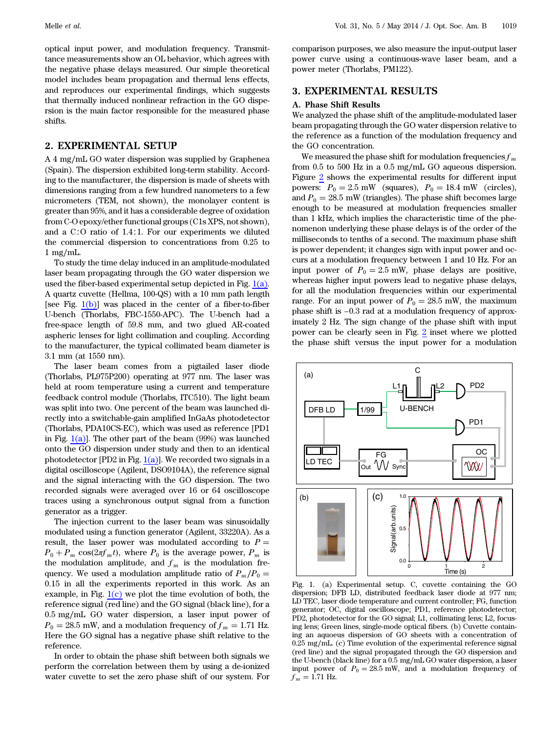optical input power, and modulation frequency. Transmittance measurements show an OL behavior, which agrees with the negative phase delays measured. Our simple theoretical model includes beam propagation and thermal lens effects, and reproduces our experimental findings, which suggests that thermally induced nonlinear refraction in the GO dispersion is the main factor responsible for the measured phase shifts.

## 2. EXPERIMENTAL SETUP

A 4 mg/mL GO water dispersion was supplied by Graphenea (Spain). The dispersion exhibited long-term stability. According to the manufacturer, the dispersion is made of sheets with dimensions ranging from a few hundred nanometers to a few micrometers (TEM, not shown), the monolayer content is greater than 95%, and it has a considerable degree of oxidation from C-O epoxy/ether functional groups (C1s XPS, not shown), and a C:O ratio of 1.4:1. For our experiments we diluted the commercial dispersion to concentrations from 0.25 to 1 mg/mL.

To study the time delay induced in an amplitude-modulated laser beam propagating through the GO water dispersion we used the fiber-based experimental setup depicted in Fig. 1(a). A quartz cuvette (Hellma, 100-QS) with a 10 mm path length [see Fig. 1(b)] was placed in the center of a fiber-to-fiber U-bench (Thorlabs, FBC-1550-APC). The U-bench had a free-space length of 59.8 mm, and two glued AR-coated aspheric lenses for light collimation and coupling. According to the manufacturer, the typical collimated beam diameter is 3.1 mm (at 1550 nm).

The laser beam comes from a pigtailed laser diode (Thorlabs, PL975P200) operating at 977 nm. The laser was held at room temperature using a current and temperature feedback control module (Thorlabs, ITC510). The light beam was split into two. One percent of the beam was launched directly into a switchable-gain amplified InGaAs photodetector (Thorlabs, PDA10CS-EC), which was used as reference [PD1 in Fig. 1(a)]. The other part of the beam (99%) was launched onto the GO dispersion under study and then to an identical photodetector [PD2 in Fig. 1(a)]. We recorded two signals in a digital oscilloscope (Agilent, DSO9104A), the reference signal and the signal interacting with the GO dispersion. The two recorded signals were averaged over 16 or 64 oscilloscope traces using a synchronous output signal from a function generator as a trigger.

The injection current to the laser beam was sinusoidally modulated using a function generator (Agilent, 33220A). As a result, the laser power was modulated according to $P = P_0 + P_m \cos(2\pi f_m t)$, where $P_0$ is the average power, $P_m$ is the modulation amplitude, and $f_m$ is the modulation frequency. We used a modulation amplitude ratio of $P_m/P_0 = 0.15$ in all the experiments reported in this work. As an example, in Fig. 1(c) we plot the time evolution of both, the reference signal (red line) and the GO signal (black line), for a 0.5 mg/mL GO water dispersion, a laser input power of $P_0 = 28.5$ mW, and a modulation frequency of $f_m = 1.71$ Hz. Here the GO signal has a negative phase shift relative to the reference.

In order to obtain the phase shift between both signals we perform the correlation between them by using a de-ionized water cuvette to set the zero phase shift of our system. For comparison purposes, we also measure the input-output laser power curve using a continuous-wave laser beam, and a power meter (Thorlabs, PM122).

## 3. EXPERIMENTAL RESULTS

### A. Phase Shift Results

We analyzed the phase shift of the amplitude-modulated laser beam propagating through the GO water dispersion relative to the reference as a function of the modulation frequency and the GO concentration.

We measured the phase shift for modulation frequencies $f_m$ from 0.5 to 500 Hz in a 0.5 mg/mL GO aqueous dispersion. Figure 2 shows the experimental results for different input powers: $P_0 = 2.5$ mW (squares), $P_0 = 18.4$ mW (circles), and $P_0 = 28.5$ mW (triangles). The phase shift becomes large enough to be measured at modulation frequencies smaller than 1 kHz, which implies the characteristic time of the phenomenon underlying these phase delays is of the order of the milliseconds to tenths of a second. The maximum phase shift is power dependent; it changes sign with input power and occurs at a modulation frequency between 1 and 10 Hz. For an input power of $P_0 = 2.5$ mW, phase delays are positive, whereas higher input powers lead to negative phase delays, for all the modulation frequencies within our experimental range. For an input power of $P_0 = 28.5$ mW, the maximum phase shift is –0.3 rad at a modulation frequency of approximately 2 Hz. The sign change of the phase shift with input power can be clearly seen in Fig. 2 inset where we plotted the phase shift versus the input power for a modulation

Fig. 1. (a) Experimental setup. C, cuvette containing the GO dispersion; DFB LD, distributed feedback laser diode at 977 nm; LD TEC, laser diode temperature and current controller; FG, function generator; OC, digital oscilloscope; PD1, reference photodetector; PD2, photodetector for the GO signal; L1, collimating lens; L2, focusing lens; Green lines, single-mode optical fibers. (b) Cuvette containing an aquoeus dispersion of GO sheets with a concentration of 0.25 mg/mL. (c) Time evolution of the experimental reference signal (red line) and the signal propagated through the GO dispersion and the U-bench (black line) for a 0.5 mg/mL GO water dispersion, a laser input power of $P_0 = 28.5$ mW, and a modulation frequency of $f_m = 1.71$ Hz.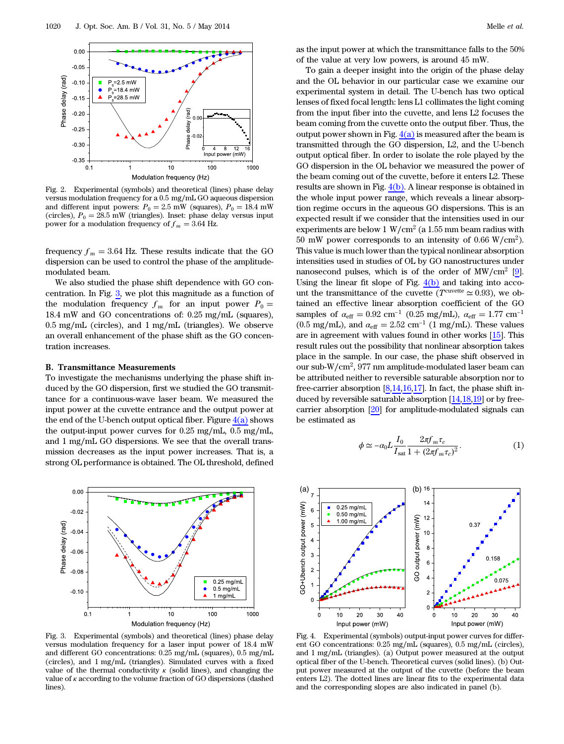Fig. 2. Experimental (symbols) and theoretical (lines) phase delay versus modulation frequency for a 0.5 mg/mL GO aqueous dispersion and different input powers: $P_0 = 2.5$ mW (squares), $P_0 = 18.4$ mW (circles), $P_0 = 28.5$ mW (triangles). Inset: phase delay versus input power for a modulation frequency of $f_m = 3.64$ Hz.

frequency $f_m = 3.64$ Hz. These results indicate that the GO dispersion can be used to control the phase of the amplitude-modulated beam.

We also studied the phase shift dependence with GO concentration. In Fig. 3, we plot this magnitude as a function of the modulation frequency $f_m$ for an input power $P_0 = 18.4$ mW and GO concentrations of: 0.25 mg/mL (squares), 0.5 mg/mL (circles), and 1 mg/mL (triangles). We observe an overall enhancement of the phase shift as the GO concentration increases.

### B. Transmittance Measurements

To investigate the mechanisms underlying the phase shift induced by the GO dispersion, first we studied the GO transmittance for a continuous-wave laser beam. We measured the input power at the cuvette entrance and the output power at the end of the U-bench output optical fiber. Figure 4(a) shows the output-input power curves for 0.25 mg/mL, 0.5 mg/mL, and 1 mg/mL GO dispersions. We see that the overall transmission decreases as the input power increases. That is, a strong OL performance is obtained. The OL threshold, defined as the input power at which the transmittance falls to the 50% of the value at very low powers, is around 45 mW.

To gain a deeper insight into the origin of the phase delay and the OL behavior in our particular case we examine our experimental system in detail. The U-bench has two optical lenses of fixed focal length: lens L1 collimates the light coming from the input fiber into the cuvette, and lens L2 focuses the beam coming from the cuvette onto the output fiber. Thus, the output power shown in Fig. 4(a) is measured after the beam is transmitted through the GO dispersion, L2, and the U-bench output optical fiber. In order to isolate the role played by the GO dispersion in the OL behavior we measured the power of the beam coming out of the cuvette, before it enters L2. These results are shown in Fig. 4(b). A linear response is obtained in the whole input power range, which reveals a linear absorption regime occurs in the aqueous GO dispersions. This is an expected result if we consider that the intensities used in our experiments are below 1 $\mathrm{W/cm^2}$ (a 1.55 mm beam radius with 50 mW power corresponds to an intensity of 0.66 $\mathrm{W/cm^2}$). This value is much lower than the typical nonlinear absorption intensities used in studies of OL by GO nanostructures under nanosecond pulses, which is of the order of $\mathrm{MW/cm^2}$ [9]. Using the linear fit slope of Fig. 4(b) and taking into account the transmittance of the cuvette ($T^{\text{cuvette}} \simeq 0.93$), we obtained an effective linear absorption coefficient of the GO samples of $\alpha_{\text{eff}} = 0.92\ \mathrm{cm^{-1}}$ (0.25 mg/mL), $\alpha_{\text{eff}} = 1.77\ \mathrm{cm^{-1}}$ (0.5 mg/mL), and $\alpha_{\text{eff}} = 2.52\ \mathrm{cm^{-1}}$ (1 mg/mL). These values are in agreement with values found in other works [15]. This result rules out the possibility that nonlinear absorption takes place in the sample. In our case, the phase shift observed in our sub-$\mathrm{W/cm^2}$, 977 nm amplitude-modulated laser beam can be attributed neither to reversible saturable absorption nor to free-carrier absorption [8,14,16,17]. In fact, the phase shift induced by reversible saturable absorption [14,18,19] or by free-carrier absorption [20] for amplitude-modulated signals can be estimated as

$$\phi \simeq -\alpha_0 L \frac{I_0}{I_{\text{sat}}} \frac{2\pi f_m \tau_c}{1 + (2\pi f_m \tau_c)^2}. \tag{1}$$

Fig. 3. Experimental (symbols) and theoretical (lines) phase delay versus modulation frequency for a laser input power of 18.4 mW and different GO concentrations: 0.25 mg/mL (squares), 0.5 mg/mL (circles), and 1 mg/mL (triangles). Simulated curves with a fixed value of the thermal conductivity $\kappa$ (solid lines), and changing the value of $\kappa$ according to the volume fraction of GO dispersions (dashed lines).

Fig. 4. Experimental (symbols) output-input power curves for different GO concentrations: 0.25 mg/mL (squares), 0.5 mg/mL (circles), and 1 mg/mL (triangles). (a) Output power measured at the output optical fiber of the U-bench. Theoretical curves (solid lines). (b) Output power measured at the output of the cuvette (before the beam enters L2). The dotted lines are linear fits to the experimental data and the corresponding slopes are also indicated in panel (b).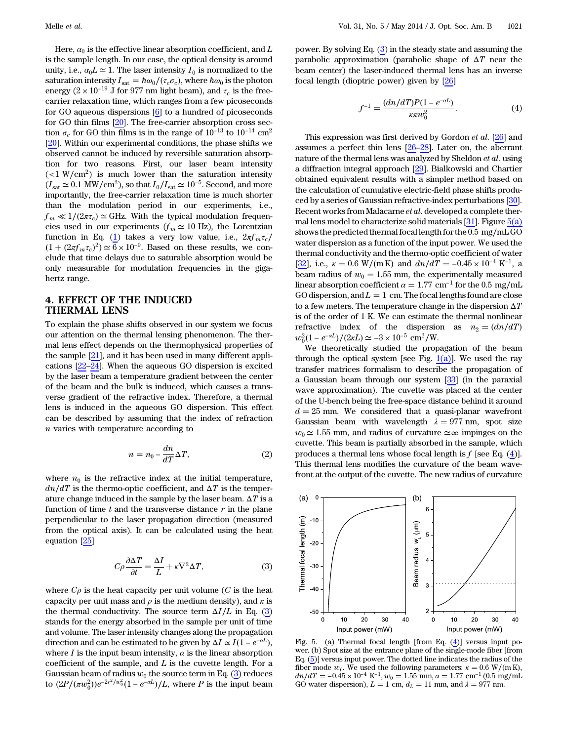Here, $\alpha_0$ is the effective linear absorption coefficient, and $L$ is the sample length. In our case, the optical density is around unity, i.e., $\alpha_0 L \simeq 1$. The laser intensity $I_0$ is normalized to the saturation intensity $I_{sat} = \hbar\omega_0/(\tau_c\sigma_c)$, where $\hbar\omega_0$ is the photon energy ($2\times10^{-19}$ J for 977 nm light beam), and $\tau_c$ is the free-carrier relaxation time, which ranges from a few picoseconds for GO aqueous dispersions [6] to a hundred of picoseconds for GO thin films [20]. The free-carrier absorption cross section $\sigma_c$ for GO thin films is in the range of $10^{-13}$ to $10^{-14}$ cm$^2$ [20]. Within our experimental conditions, the phase shifts we observed cannot be induced by reversible saturation absorption for two reasons. First, our laser beam intensity ($<1$ W/cm$^2$) is much lower than the saturation intensity ($I_{sat} \simeq 0.1$ MW/cm$^2$), so that $I_0/I_{sat} \simeq 10^{-5}$. Second, and more importantly, the free-carrier relaxation time is much shorter than the modulation period in our experiments, i.e., $f_m \ll 1/(2\pi\tau_c) \simeq$ GHz. With the typical modulation frequencies used in our experiments ($f_m \simeq 10$ Hz), the Lorentzian function in Eq. (1) takes a very low value, i.e., $2\pi f_m\tau_c/(1+(2\pi f_m\tau_c)^2) \simeq 6\times10^{-9}$. Based on these results, we conclude that time delays due to saturable absorption would be only measurable for modulation frequencies in the gigahertz range.

## 4. EFFECT OF THE INDUCED THERMAL LENS

To explain the phase shifts observed in our system we focus our attention on the thermal lensing phenomenon. The thermal lens effect depends on the thermophysical properties of the sample [21], and it has been used in many different applications [22–24]. When the aqueous GO dispersion is excited by the laser beam a temperature gradient between the center of the beam and the bulk is induced, which causes a transverse gradient of the refractive index. Therefore, a thermal lens is induced in the aqueous GO dispersion. This effect can be described by assuming that the index of refraction $n$ varies with temperature according to

$$n = n_0 - \frac{dn}{dT}\Delta T, \tag{2}$$

where $n_0$ is the refractive index at the initial temperature, $dn/dT$ is the thermo-optic coefficient, and $\Delta T$ is the temperature change induced in the sample by the laser beam. $\Delta T$ is a function of time $t$ and the transverse distance $r$ in the plane perpendicular to the laser propagation direction (measured from the optical axis). It can be calculated using the heat equation [25]

$$C\rho\frac{\partial \Delta T}{\partial t} = \frac{\Delta I}{L} + \kappa\nabla^2\Delta T, \tag{3}$$

where $C\rho$ is the heat capacity per unit volume ($C$ is the heat capacity per unit mass and $\rho$ is the medium density), and $\kappa$ is the thermal conductivity. The source term $\Delta I/L$ in Eq. (3) stands for the energy absorbed in the sample per unit of time and volume. The laser intensity changes along the propagation direction and can be estimated to be given by $\Delta I \propto I(1-e^{-\alpha L})$, where $I$ is the input beam intensity, $\alpha$ is the linear absorption coefficient of the sample, and $L$ is the cuvette length. For a Gaussian beam of radius $w_0$ the source term in Eq. (3) reduces to $(2P/(\pi w_0^2))e^{-2r^2/w_0^2}(1-e^{-\alpha L})/L$, where $P$ is the input beam power. By solving Eq. (3) in the steady state and assuming the parabolic approximation (parabolic shape of $\Delta T$ near the beam center) the laser-induced thermal lens has an inverse focal length (dioptric power) given by [26]

$$f^{-1} = \frac{(dn/dT)P(1-e^{-\alpha L})}{\kappa\pi w_0^2}. \tag{4}$$

This expression was first derived by Gordon *et al.* [26] and assumes a perfect thin lens [26–28]. Later on, the aberrant nature of the thermal lens was analyzed by Sheldon *et al.* using a diffraction integral approach [29]. Bialkowski and Chartier obtained equivalent results with a simpler method based on the calculation of cumulative electric-field phase shifts produced by a series of Gaussian refractive-index perturbations [30]. Recent works from Malacarne *et al.* developed a complete thermal lens model to characterize solid materials [31]. Figure 5(a) shows the predicted thermal focal length for the 0.5 mg/mL GO water dispersion as a function of the input power. We used the thermal conductivity and the thermo-optic coefficient of water [32], i.e., $\kappa = 0.6$ W/(m K) and $dn/dT = -0.45\times10^{-4}$ K$^{-1}$, a beam radius of $w_0 = 1.55$ mm, the experimentally measured linear absorption coefficient $\alpha = 1.77$ cm$^{-1}$ for the 0.5 mg/mL GO dispersion, and $L = 1$ cm. The focal lengths found are close to a few meters. The temperature change in the dispersion $\Delta T$ is of the order of 1 K. We can estimate the thermal nonlinear refractive index of the dispersion as $n_2 = (dn/dT)w_0^2(1-e^{-\alpha L})/(2\kappa L) \simeq -3\times10^{-5}$ cm$^2$/W.

We theoretically studied the propagation of the beam through the optical system [see Fig. 1(a)]. We used the ray transfer matrices formalism to describe the propagation of a Gaussian beam through our system [33] (in the paraxial wave approximation). The cuvette was placed at the center of the U-bench being the free-space distance behind it around $d = 25$ mm. We considered that a quasi-planar wavefront Gaussian beam with wavelength $\lambda = 977$ nm, spot size $w_0 \simeq 1.55$ mm, and radius of curvature $\simeq\infty$ impinges on the cuvette. This beam is partially absorbed in the sample, which produces a thermal lens whose focal length is $f$ [see Eq. (4)]. This thermal lens modifies the curvature of the beam wavefront at the output of the cuvette. The new radius of curvature

Fig. 5. (a) Thermal focal length [from Eq. (4)] versus input power. (b) Spot size at the entrance plane of the single-mode fiber [from Eq. (5)] versus input power. The dotted line indicates the radius of the fiber mode $w_f$. We used the following parameters: $\kappa = 0.6$ W/(m K), $dn/dT = -0.45\times10^{-4}$ K$^{-1}$, $w_0 = 1.55$ mm, $\alpha = 1.77$ cm$^{-1}$ (0.5 mg/mL GO water dispersion), $L = 1$ cm, $d_L = 11$ mm, and $\lambda = 977$ nm.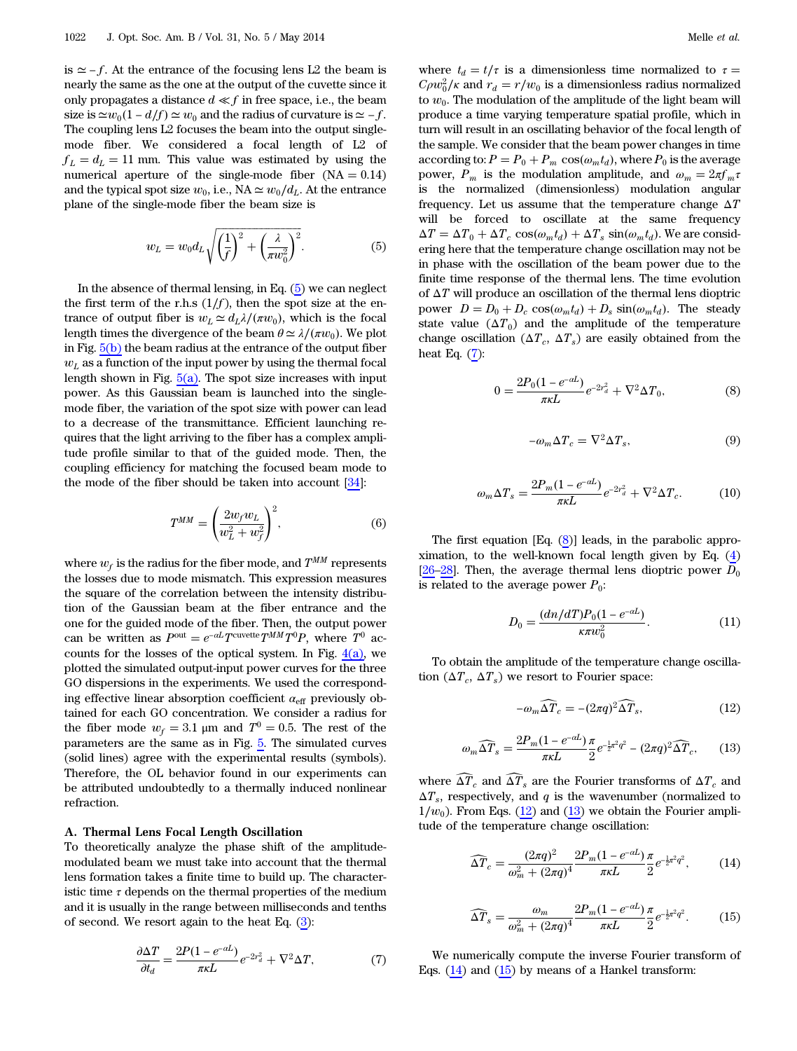is $\simeq -f$. At the entrance of the focusing lens L2 the beam is nearly the same as the one at the output of the cuvette since it only propagates a distance $d \ll f$ in free space, i.e., the beam size is $\simeq w_0(1 - d/f) \simeq w_0$ and the radius of curvature is $\simeq -f$. The coupling lens L2 focuses the beam into the output single-mode fiber. We considered a focal length of L2 of $f_L = d_L = 11$ mm. This value was estimated by using the numerical aperture of the single-mode fiber (NA = 0.14) and the typical spot size $w_0$, i.e., NA $\simeq w_0/d_L$. At the entrance plane of the single-mode fiber the beam size is

$$w_L = w_0 d_L \sqrt{\left(\frac{1}{f}\right)^2 + \left(\frac{\lambda}{\pi w_0^2}\right)^2}. \tag{5}$$

In the absence of thermal lensing, in Eq. (5) we can neglect the first term of the r.h.s $(1/f)$, then the spot size at the entrance of output fiber is $w_L \simeq d_L \lambda/(\pi w_0)$, which is the focal length times the divergence of the beam $\theta \simeq \lambda/(\pi w_0)$. We plot in Fig. 5(b) the beam radius at the entrance of the output fiber $w_L$ as a function of the input power by using the thermal focal length shown in Fig. 5(a). The spot size increases with input power. As this Gaussian beam is launched into the single-mode fiber, the variation of the spot size with power can lead to a decrease of the transmittance. Efficient launching requires that the light arriving to the fiber has a complex amplitude profile similar to that of the guided mode. Then, the coupling efficiency for matching the focused beam mode to the mode of the fiber should be taken into account [34]:

$$T^{MM} = \left(\frac{2w_f w_L}{w_L^2 + w_f^2}\right)^2, \tag{6}$$

where $w_f$ is the radius for the fiber mode, and $T^{MM}$ represents the losses due to mode mismatch. This expression measures the square of the correlation between the intensity distribution of the Gaussian beam at the fiber entrance and the one for the guided mode of the fiber. Then, the output power can be written as $P^{\text{out}} = e^{-\alpha L} T^{\text{cuvette}} T^{MM} T^0 P$, where $T^0$ accounts for the losses of the optical system. In Fig. 4(a), we plotted the simulated output-input power curves for the three GO dispersions in the experiments. We used the corresponding effective linear absorption coefficient $\alpha_{\text{eff}}$ previously obtained for each GO concentration. We consider a radius for the fiber mode $w_f = 3.1$ μm and $T^0 = 0.5$. The rest of the parameters are the same as in Fig. 5. The simulated curves (solid lines) agree with the experimental results (symbols). Therefore, the OL behavior found in our experiments can be attributed undoubtedly to a thermally induced nonlinear refraction.

### A. Thermal Lens Focal Length Oscillation

To theoretically analyze the phase shift of the amplitude-modulated beam we must take into account that the thermal lens formation takes a finite time to build up. The characteristic time $\tau$ depends on the thermal properties of the medium and it is usually in the range between milliseconds and tenths of second. We resort again to the heat Eq. (3):

$$\frac{\partial \Delta T}{\partial t_d} = \frac{2P(1 - e^{-\alpha L})}{\pi \kappa L} e^{-2r_d^2} + \nabla^2 \Delta T, \tag{7}$$

where $t_d = t/\tau$ is a dimensionless time normalized to $\tau = C\rho w_0^2/\kappa$ and $r_d = r/w_0$ is a dimensionless radius normalized to $w_0$. The modulation of the amplitude of the light beam will produce a time varying temperature spatial profile, which in turn will result in an oscillating behavior of the focal length of the sample. We consider that the beam power changes in time according to: $P = P_0 + P_m \cos(\omega_m t_d)$, where $P_0$ is the average power, $P_m$ is the modulation amplitude, and $\omega_m = 2\pi f_m \tau$ is the normalized (dimensionless) modulation angular frequency. Let us assume that the temperature change $\Delta T$ will be forced to oscillate at the same frequency $\Delta T = \Delta T_0 + \Delta T_c \cos(\omega_m t_d) + \Delta T_s \sin(\omega_m t_d)$. We are considering here that the temperature change oscillation may not be in phase with the oscillation of the beam power due to the finite time response of the thermal lens. The time evolution of $\Delta T$ will produce an oscillation of the thermal lens dioptric power $D = D_0 + D_c \cos(\omega_m t_d) + D_s \sin(\omega_m t_d)$. The steady state value $(\Delta T_0)$ and the amplitude of the temperature change oscillation $(\Delta T_c, \Delta T_s)$ are easily obtained from the heat Eq. (7):

$$0 = \frac{2P_0(1 - e^{-\alpha L})}{\pi \kappa L} e^{-2r_d^2} + \nabla^2 \Delta T_0, \tag{8}$$

$$-\omega_m \Delta T_c = \nabla^2 \Delta T_s, \tag{9}$$

$$\omega_m \Delta T_s = \frac{2P_m(1 - e^{-\alpha L})}{\pi \kappa L} e^{-2r_d^2} + \nabla^2 \Delta T_c. \tag{10}$$

The first equation [Eq. (8)] leads, in the parabolic approximation, to the well-known focal length given by Eq. (4) [26–28]. Then, the average thermal lens dioptric power $D_0$ is related to the average power $P_0$:

$$D_0 = \frac{(dn/dT) P_0 (1 - e^{-\alpha L})}{\kappa \pi w_0^2}. \tag{11}$$

To obtain the amplitude of the temperature change oscillation $(\Delta T_c, \Delta T_s)$ we resort to Fourier space:

$$-\omega_m \widehat{\Delta T}_c = -(2\pi q)^2 \widehat{\Delta T}_s, \tag{12}$$

$$\omega_m \widehat{\Delta T}_s = \frac{2P_m(1 - e^{-\alpha L})}{\pi \kappa L} \frac{\pi}{2} e^{-\frac{1}{2}\pi^2 q^2} - (2\pi q)^2 \widehat{\Delta T}_c, \tag{13}$$

where $\widehat{\Delta T}_c$ and $\widehat{\Delta T}_s$ are the Fourier transforms of $\Delta T_c$ and $\Delta T_s$, respectively, and $q$ is the wavenumber (normalized to $1/w_0$). From Eqs. (12) and (13) we obtain the Fourier amplitude of the temperature change oscillation:

$$\widehat{\Delta T}_c = \frac{(2\pi q)^2}{\omega_m^2 + (2\pi q)^4} \frac{2P_m(1 - e^{-\alpha L})}{\pi \kappa L} \frac{\pi}{2} e^{-\frac{1}{2}\pi^2 q^2}, \tag{14}$$

$$\widehat{\Delta T}_s = \frac{\omega_m}{\omega_m^2 + (2\pi q)^4} \frac{2P_m(1 - e^{-\alpha L})}{\pi \kappa L} \frac{\pi}{2} e^{-\frac{1}{2}\pi^2 q^2}. \tag{15}$$

We numerically compute the inverse Fourier transform of Eqs. (14) and (15) by means of a Hankel transform: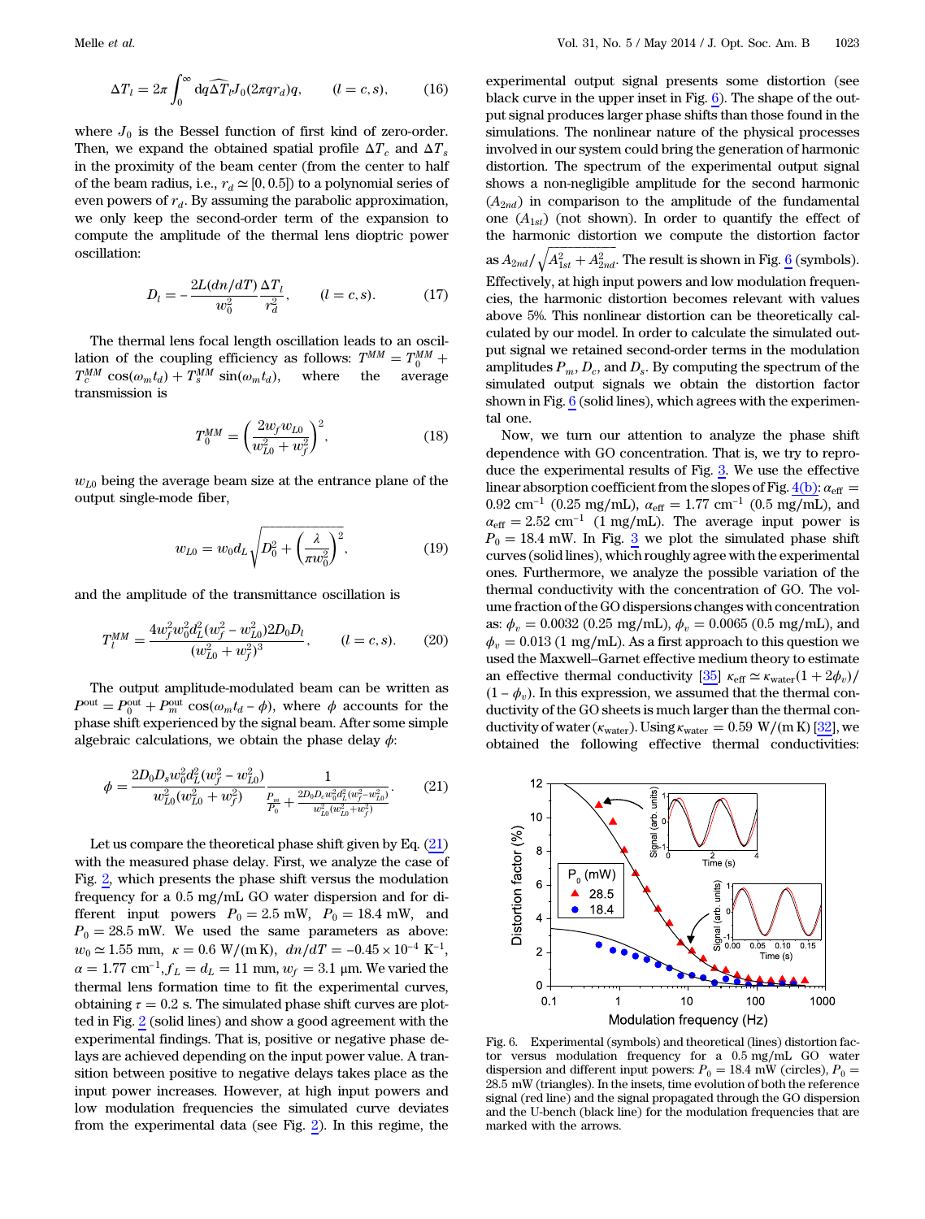$$\Delta T_l = 2\pi \int_0^\infty \mathrm{d}q \widehat{\Delta T_l} J_0(2\pi q r_d) q, \qquad (l = c, s), \tag{16}$$

where $J_0$ is the Bessel function of first kind of zero-order. Then, we expand the obtained spatial profile $\Delta T_c$ and $\Delta T_s$ in the proximity of the beam center (from the center to half of the beam radius, i.e., $r_d \simeq [0, 0.5]$) to a polynomial series of even powers of $r_d$. By assuming the parabolic approximation, we only keep the second-order term of the expansion to compute the amplitude of the thermal lens dioptric power oscillation:

$$D_l = -\frac{2L(dn/dT)}{w_0^2}\frac{\Delta T_l}{r_d^2}, \qquad (l = c, s). \tag{17}$$

The thermal lens focal length oscillation leads to an oscillation of the coupling efficiency as follows: $T^{MM} = T_0^{MM} + T_c^{MM}\cos(\omega_m t_d) + T_s^{MM}\sin(\omega_m t_d)$, where the average transmission is

$$T_0^{MM} = \left(\frac{2w_f w_{L0}}{w_{L0}^2 + w_f^2}\right)^2, \tag{18}$$

$w_{L0}$ being the average beam size at the entrance plane of the output single-mode fiber,

$$w_{L0} = w_0 d_L \sqrt{D_0^2 + \left(\frac{\lambda}{\pi w_0^2}\right)^2}, \tag{19}$$

and the amplitude of the transmittance oscillation is

$$T_l^{MM} = \frac{4w_f^2 w_0^2 d_L^2 (w_f^2 - w_{L0}^2) 2D_0 D_l}{(w_{L0}^2 + w_f^2)^3}, \qquad (l = c, s). \tag{20}$$

The output amplitude-modulated beam can be written as $P^{\text{out}} = P_0^{\text{out}} + P_m^{\text{out}}\cos(\omega_m t_d - \phi)$, where $\phi$ accounts for the phase shift experienced by the signal beam. After some simple algebraic calculations, we obtain the phase delay $\phi$:

$$\phi = \frac{2D_0 D_s w_0^2 d_L^2 (w_f^2 - w_{L0}^2)}{w_{L0}^2 (w_{L0}^2 + w_f^2)} \frac{1}{\frac{P_m}{P_0} + \frac{2D_0 D_c w_0^2 d_L^2 (w_f^2 - w_{L0}^2)}{w_{L0}^2 (w_{L0}^2 + w_f^2)}}. \tag{21}$$

Let us compare the theoretical phase shift given by Eq. (21) with the measured phase delay. First, we analyze the case of Fig. 2, which presents the phase shift versus the modulation frequency for a 0.5 mg/mL GO water dispersion and for different input powers $P_0 = 2.5$ mW, $P_0 = 18.4$ mW, and $P_0 = 28.5$ mW. We used the same parameters as above: $w_0 \simeq 1.55$ mm, $\kappa = 0.6$ W/(m K), $dn/dT = -0.45 \times 10^{-4}$ K$^{-1}$, $\alpha = 1.77$ cm$^{-1}$, $f_L = d_L = 11$ mm, $w_f = 3.1$ μm. We varied the thermal lens formation time to fit the experimental curves, obtaining $\tau = 0.2$ s. The simulated phase shift curves are plotted in Fig. 2 (solid lines) and show a good agreement with the experimental findings. That is, positive or negative phase delays are achieved depending on the input power value. A transition between positive to negative delays takes place as the input power increases. However, at high input powers and low modulation frequencies the simulated curve deviates from the experimental data (see Fig. 2). In this regime, the experimental output signal presents some distortion (see black curve in the upper inset in Fig. 6). The shape of the output signal produces larger phase shifts than those found in the simulations. The nonlinear nature of the physical processes involved in our system could bring the generation of harmonic distortion. The spectrum of the experimental output signal shows a non-negligible amplitude for the second harmonic ($A_{2nd}$) in comparison to the amplitude of the fundamental one ($A_{1st}$) (not shown). In order to quantify the effect of the harmonic distortion we compute the distortion factor as $A_{2nd}/\sqrt{A_{1st}^2 + A_{2nd}^2}$. The result is shown in Fig. 6 (symbols). Effectively, at high input powers and low modulation frequencies, the harmonic distortion becomes relevant with values above 5%. This nonlinear distortion can be theoretically calculated by our model. In order to calculate the simulated output signal we retained second-order terms in the modulation amplitudes $P_m$, $D_c$, and $D_s$. By computing the spectrum of the simulated output signals we obtain the distortion factor shown in Fig. 6 (solid lines), which agrees with the experimental one.

Now, we turn our attention to analyze the phase shift dependence with GO concentration. That is, we try to reproduce the experimental results of Fig. 3. We use the effective linear absorption coefficient from the slopes of Fig. 4(b): $\alpha_{\text{eff}} = 0.92$ cm$^{-1}$ (0.25 mg/mL), $\alpha_{\text{eff}} = 1.77$ cm$^{-1}$ (0.5 mg/mL), and $\alpha_{\text{eff}} = 2.52$ cm$^{-1}$ (1 mg/mL). The average input power is $P_0 = 18.4$ mW. In Fig. 3 we plot the simulated phase shift curves (solid lines), which roughly agree with the experimental ones. Furthermore, we analyze the possible variation of the thermal conductivity with the concentration of GO. The volume fraction of the GO dispersions changes with concentration as: $\phi_v = 0.0032$ (0.25 mg/mL), $\phi_v = 0.0065$ (0.5 mg/mL), and $\phi_v = 0.013$ (1 mg/mL). As a first approach to this question we used the Maxwell–Garnet effective medium theory to estimate an effective thermal conductivity [35] $\kappa_{\text{eff}} \simeq \kappa_{\text{water}}(1 + 2\phi_v)/(1 - \phi_v)$. In this expression, we assumed that the thermal conductivity of the GO sheets is much larger than the thermal conductivity of water ($\kappa_{\text{water}}$). Using $\kappa_{\text{water}} = 0.59$ W/(m K) [32], we obtained the following effective thermal conductivities:

Fig. 6. Experimental (symbols) and theoretical (lines) distortion factor versus modulation frequency for a 0.5 mg/mL GO water dispersion and different input powers: $P_0 = 18.4$ mW (circles), $P_0 = 28.5$ mW (triangles). In the insets, time evolution of both the reference signal (red line) and the signal propagated through the GO dispersion and the U-bench (black line) for the modulation frequencies that are marked with the arrows.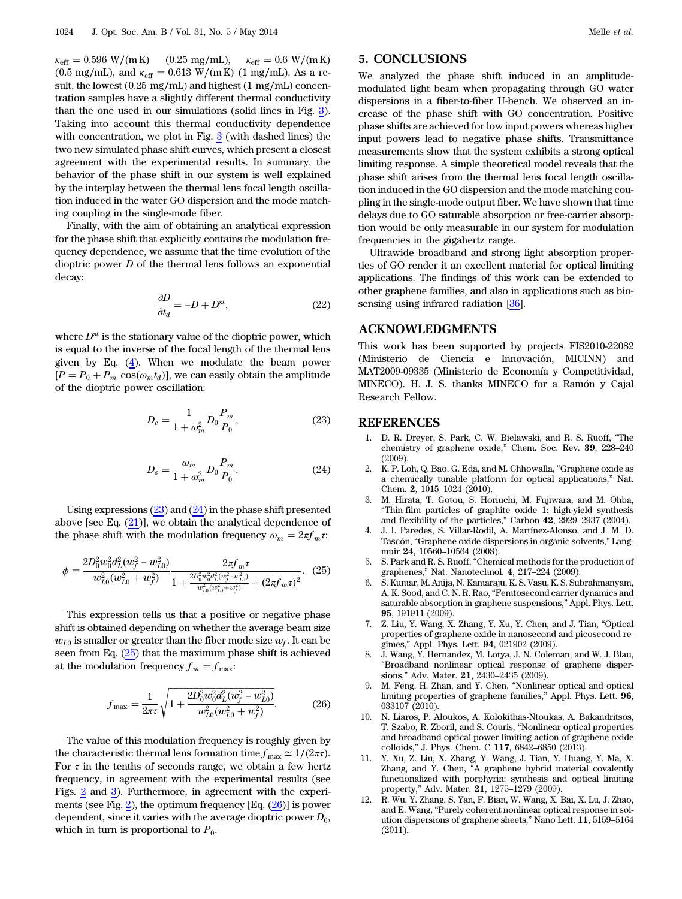$\kappa_{\text{eff}} = 0.596$ W/(m K) (0.25 mg/mL), $\kappa_{\text{eff}} = 0.6$ W/(m K) (0.5 mg/mL), and $\kappa_{\text{eff}} = 0.613$ W/(m K) (1 mg/mL). As a result, the lowest (0.25 mg/mL) and highest (1 mg/mL) concentration samples have a slightly different thermal conductivity than the one used in our simulations (solid lines in Fig. 3). Taking into account this thermal conductivity dependence with concentration, we plot in Fig. 3 (with dashed lines) the two new simulated phase shift curves, which present a closest agreement with the experimental results. In summary, the behavior of the phase shift in our system is well explained by the interplay between the thermal lens focal length oscillation induced in the water GO dispersion and the mode matching coupling in the single-mode fiber.

Finally, with the aim of obtaining an analytical expression for the phase shift that explicitly contains the modulation frequency dependence, we assume that the time evolution of the dioptric power $D$ of the thermal lens follows an exponential decay:

$$\frac{\partial D}{\partial t_d} = -D + D^{st}, \tag{22}$$

where $D^{st}$ is the stationary value of the dioptric power, which is equal to the inverse of the focal length of the thermal lens given by Eq. (4). When we modulate the beam power $[P = P_0 + P_m \cos(\omega_m t_d)]$, we can easily obtain the amplitude of the dioptric power oscillation:

$$D_c = \frac{1}{1+\omega_m^2} D_0 \frac{P_m}{P_0}, \tag{23}$$

$$D_s = \frac{\omega_m}{1+\omega_m^2} D_0 \frac{P_m}{P_0}. \tag{24}$$

Using expressions (23) and (24) in the phase shift presented above [see Eq. (21)], we obtain the analytical dependence of the phase shift with the modulation frequency $\omega_m = 2\pi f_m \tau$:

$$\phi = \frac{2D_0^2 w_0^2 d_L^2 (w_f^2 - w_{L0}^2)}{w_{L0}^2 (w_{L0}^2 + w_f^2)} \frac{2\pi f_m \tau}{1 + \frac{2D_0^2 w_0^2 d_L^2 (w_f^2 - w_{L0}^2)}{w_{L0}^2 (w_{L0}^2 + w_f^2)} + (2\pi f_m \tau)^2}. \tag{25}$$

This expression tells us that a positive or negative phase shift is obtained depending on whether the average beam size $w_{L0}$ is smaller or greater than the fiber mode size $w_f$. It can be seen from Eq. (25) that the maximum phase shift is achieved at the modulation frequency $f_m = f_{\max}$:

$$f_{\max} = \frac{1}{2\pi\tau} \sqrt{1 + \frac{2D_0^2 w_0^2 d_L^2 (w_f^2 - w_{L0}^2)}{w_{L0}^2 (w_{L0}^2 + w_f^2)}}. \tag{26}$$

The value of this modulation frequency is roughly given by the characteristic thermal lens formation time $f_{\max} \simeq 1/(2\pi\tau)$. For $\tau$ in the tenths of seconds range, we obtain a few hertz frequency, in agreement with the experimental results (see Figs. 2 and 3). Furthermore, in agreement with the experiments (see Fig. 2), the optimum frequency [Eq. (26)] is power dependent, since it varies with the average dioptric power $D_0$, which in turn is proportional to $P_0$.

## 5. CONCLUSIONS

We analyzed the phase shift induced in an amplitude-modulated light beam when propagating through GO water dispersions in a fiber-to-fiber U-bench. We observed an increase of the phase shift with GO concentration. Positive phase shifts are achieved for low input powers whereas higher input powers lead to negative phase shifts. Transmittance measurements show that the system exhibits a strong optical limiting response. A simple theoretical model reveals that the phase shift arises from the thermal lens focal length oscillation induced in the GO dispersion and the mode matching coupling in the single-mode output fiber. We have shown that time delays due to GO saturable absorption or free-carrier absorption would be only measurable in our system for modulation frequencies in the gigahertz range.

Ultrawide broadband and strong light absorption properties of GO render it an excellent material for optical limiting applications. The findings of this work can be extended to other graphene families, and also in applications such as biosensing using infrared radiation [36].

## ACKNOWLEDGMENTS

This work has been supported by projects FIS2010-22082 (Ministerio de Ciencia e Innovación, MICINN) and MAT2009-09335 (Ministerio de Economía y Competitividad, MINECO). H. J. S. thanks MINECO for a Ramón y Cajal Research Fellow.

## REFERENCES

1. D. R. Dreyer, S. Park, C. W. Bielawski, and R. S. Ruoff, "The chemistry of graphene oxide," Chem. Soc. Rev. **39**, 228–240 (2009).
2. K. P. Loh, Q. Bao, G. Eda, and M. Chhowalla, "Graphene oxide as a chemically tunable platform for optical applications," Nat. Chem. **2**, 1015–1024 (2010).
3. M. Hirata, T. Gotou, S. Horiuchi, M. Fujiwara, and M. Ohba, "Thin-film particles of graphite oxide 1: high-yield synthesis and flexibility of the particles," Carbon **42**, 2929–2937 (2004).
4. J. I. Paredes, S. Villar-Rodil, A. Martínez-Alonso, and J. M. D. Tascón, "Graphene oxide dispersions in organic solvents," Langmuir **24**, 10560–10564 (2008).
5. S. Park and R. S. Ruoff, "Chemical methods for the production of graphenes," Nat. Nanotechnol. **4**, 217–224 (2009).
6. S. Kumar, M. Anija, N. Kamaraju, K. S. Vasu, K. S. Subrahmanyam, A. K. Sood, and C. N. R. Rao, "Femtosecond carrier dynamics and saturable absorption in graphene suspensions," Appl. Phys. Lett. **95**, 191911 (2009).
7. Z. Liu, Y. Wang, X. Zhang, Y. Xu, Y. Chen, and J. Tian, "Optical properties of graphene oxide in nanosecond and picosecond regimes," Appl. Phys. Lett. **94**, 021902 (2009).
8. J. Wang, Y. Hernandez, M. Lotya, J. N. Coleman, and W. J. Blau, "Broadband nonlinear optical response of graphene dispersions," Adv. Mater. **21**, 2430–2435 (2009).
9. M. Feng, H. Zhan, and Y. Chen, "Nonlinear optical and optical limiting properties of graphene families," Appl. Phys. Lett. **96**, 033107 (2010).
10. N. Liaros, P. Aloukos, A. Kolokithas-Ntoukas, A. Bakandritsos, T. Szabo, R. Zboril, and S. Couris, "Nonlinear optical properties and broadband optical power limiting action of graphene oxide colloids," J. Phys. Chem. C **117**, 6842–6850 (2013).
11. Y. Xu, Z. Liu, X. Zhang, Y. Wang, J. Tian, Y. Huang, Y. Ma, X. Zhang, and Y. Chen, "A graphene hybrid material covalently functionalized with porphyrin: synthesis and optical limiting property," Adv. Mater. **21**, 1275–1279 (2009).
12. R. Wu, Y. Zhang, S. Yan, F. Bian, W. Wang, X. Bai, X. Lu, J. Zhao, and E. Wang, "Purely coherent nonlinear optical response in solution dispersions of graphene sheets," Nano Lett. **11**, 5159–5164 (2011).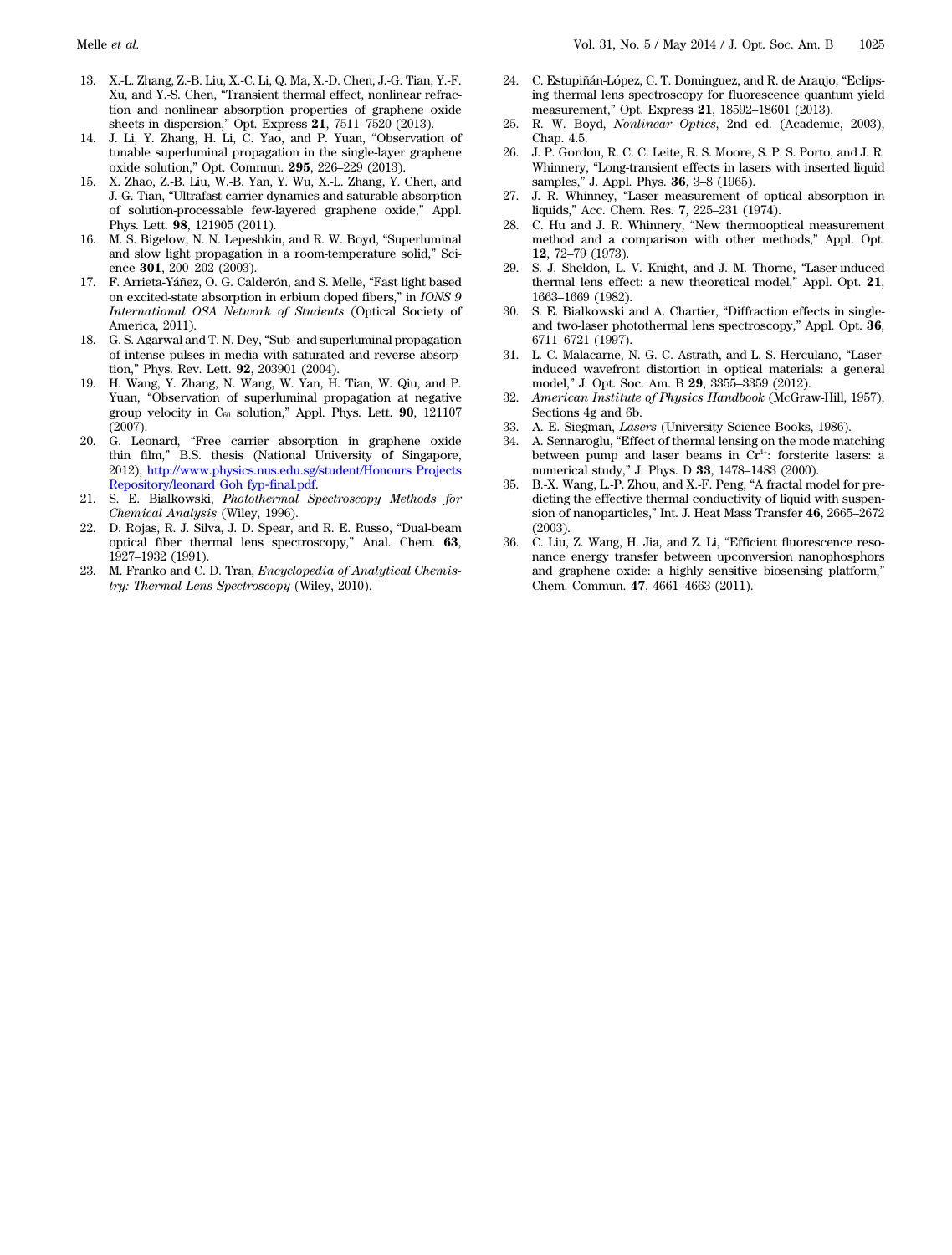13. X.-L. Zhang, Z.-B. Liu, X.-C. Li, Q. Ma, X.-D. Chen, J.-G. Tian, Y.-F. Xu, and Y.-S. Chen, "Transient thermal effect, nonlinear refraction and nonlinear absorption properties of graphene oxide sheets in dispersion," Opt. Express **21**, 7511–7520 (2013).
14. J. Li, Y. Zhang, H. Li, C. Yao, and P. Yuan, "Observation of tunable superluminal propagation in the single-layer graphene oxide solution," Opt. Commun. **295**, 226–229 (2013).
15. X. Zhao, Z.-B. Liu, W.-B. Yan, Y. Wu, X.-L. Zhang, Y. Chen, and J.-G. Tian, "Ultrafast carrier dynamics and saturable absorption of solution-processable few-layered graphene oxide," Appl. Phys. Lett. **98**, 121905 (2011).
16. M. S. Bigelow, N. N. Lepeshkin, and R. W. Boyd, "Superluminal and slow light propagation in a room-temperature solid," Science **301**, 200–202 (2003).
17. F. Arrieta-Yáñez, O. G. Calderón, and S. Melle, "Fast light based on excited-state absorption in erbium doped fibers," in *IONS 9 International OSA Network of Students* (Optical Society of America, 2011).
18. G. S. Agarwal and T. N. Dey, "Sub- and superluminal propagation of intense pulses in media with saturated and reverse absorption," Phys. Rev. Lett. **92**, 203901 (2004).
19. H. Wang, Y. Zhang, N. Wang, W. Yan, H. Tian, W. Qiu, and P. Yuan, "Observation of superluminal propagation at negative group velocity in $C_{60}$ solution," Appl. Phys. Lett. **90**, 121107 (2007).
20. G. Leonard, "Free carrier absorption in graphene oxide thin film," B.S. thesis (National University of Singapore, 2012), http://www.physics.nus.edu.sg/student/Honours Projects Repository/leonard Goh fyp-final.pdf.
21. S. E. Bialkowski, *Photothermal Spectroscopy Methods for Chemical Analysis* (Wiley, 1996).
22. D. Rojas, R. J. Silva, J. D. Spear, and R. E. Russo, "Dual-beam optical fiber thermal lens spectroscopy," Anal. Chem. **63**, 1927–1932 (1991).
23. M. Franko and C. D. Tran, *Encyclopedia of Analytical Chemistry: Thermal Lens Spectroscopy* (Wiley, 2010).
24. C. Estupiñán-López, C. T. Dominguez, and R. de Araujo, "Eclipsing thermal lens spectroscopy for fluorescence quantum yield measurement," Opt. Express **21**, 18592–18601 (2013).
25. R. W. Boyd, *Nonlinear Optics*, 2nd ed. (Academic, 2003), Chap. 4.5.
26. J. P. Gordon, R. C. C. Leite, R. S. Moore, S. P. S. Porto, and J. R. Whinnery, "Long-transient effects in lasers with inserted liquid samples," J. Appl. Phys. **36**, 3–8 (1965).
27. J. R. Whinney, "Laser measurement of optical absorption in liquids," Acc. Chem. Res. **7**, 225–231 (1974).
28. C. Hu and J. R. Whinnery, "New thermooptical measurement method and a comparison with other methods," Appl. Opt. **12**, 72–79 (1973).
29. S. J. Sheldon, L. V. Knight, and J. M. Thorne, "Laser-induced thermal lens effect: a new theoretical model," Appl. Opt. **21**, 1663–1669 (1982).
30. S. E. Bialkowski and A. Chartier, "Diffraction effects in single- and two-laser photothermal lens spectroscopy," Appl. Opt. **36**, 6711–6721 (1997).
31. L. C. Malacarne, N. G. C. Astrath, and L. S. Herculano, "Laser-induced wavefront distortion in optical materials: a general model," J. Opt. Soc. Am. B **29**, 3355–3359 (2012).
32. *American Institute of Physics Handbook* (McGraw-Hill, 1957), Sections 4g and 6b.
33. A. E. Siegman, *Lasers* (University Science Books, 1986).
34. A. Sennaroglu, "Effect of thermal lensing on the mode matching between pump and laser beams in $Cr^{4+}$: forsterite lasers: a numerical study," J. Phys. D **33**, 1478–1483 (2000).
35. B.-X. Wang, L.-P. Zhou, and X.-F. Peng, "A fractal model for predicting the effective thermal conductivity of liquid with suspension of nanoparticles," Int. J. Heat Mass Transfer **46**, 2665–2672 (2003).
36. C. Liu, Z. Wang, H. Jia, and Z. Li, "Efficient fluorescence resonance energy transfer between upconversion nanophosphors and graphene oxide: a highly sensitive biosensing platform," Chem. Commun. **47**, 4661–4663 (2011).